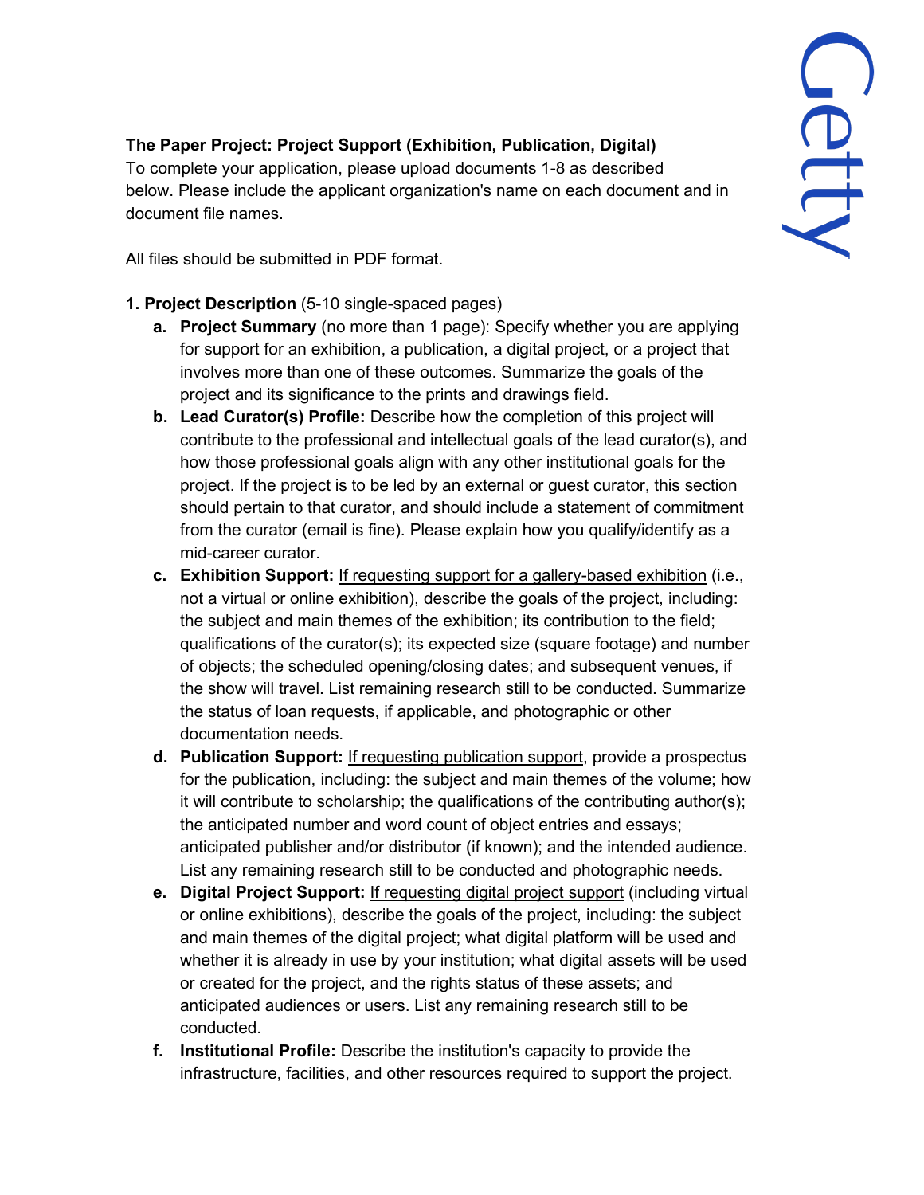**The Paper Project: Project Support (Exhibition, Publication, Digital)**
To complete your application, please upload documents 1-8 as described below. Please include the applicant organization's name on each document and in document file names.

All files should be submitted in PDF format.

1. **Project Description** (5-10 single-spaced pages)
   a. **Project Summary** (no more than 1 page): Specify whether you are applying for support for an exhibition, a publication, a digital project, or a project that involves more than one of these outcomes. Summarize the goals of the project and its significance to the prints and drawings field.
   b. **Lead Curator(s) Profile:** Describe how the completion of this project will contribute to the professional and intellectual goals of the lead curator(s), and how those professional goals align with any other institutional goals for the project. If the project is to be led by an external or guest curator, this section should pertain to that curator, and should include a statement of commitment from the curator (email is fine). Please explain how you qualify/identify as a mid-career curator.
   c. **Exhibition Support:** If requesting support for a gallery-based exhibition (i.e., not a virtual or online exhibition), describe the goals of the project, including: the subject and main themes of the exhibition; its contribution to the field; qualifications of the curator(s); its expected size (square footage) and number of objects; the scheduled opening/closing dates; and subsequent venues, if the show will travel. List remaining research still to be conducted. Summarize the status of loan requests, if applicable, and photographic or other documentation needs.
   d. **Publication Support:** If requesting publication support, provide a prospectus for the publication, including: the subject and main themes of the volume; how it will contribute to scholarship; the qualifications of the contributing author(s); the anticipated number and word count of object entries and essays; anticipated publisher and/or distributor (if known); and the intended audience. List any remaining research still to be conducted and photographic needs.
   e. **Digital Project Support:** If requesting digital project support (including virtual or online exhibitions), describe the goals of the project, including: the subject and main themes of the digital project; what digital platform will be used and whether it is already in use by your institution; what digital assets will be used or created for the project, and the rights status of these assets; and anticipated audiences or users. List any remaining research still to be conducted.
   f. **Institutional Profile:** Describe the institution's capacity to provide the infrastructure, facilities, and other resources required to support the project.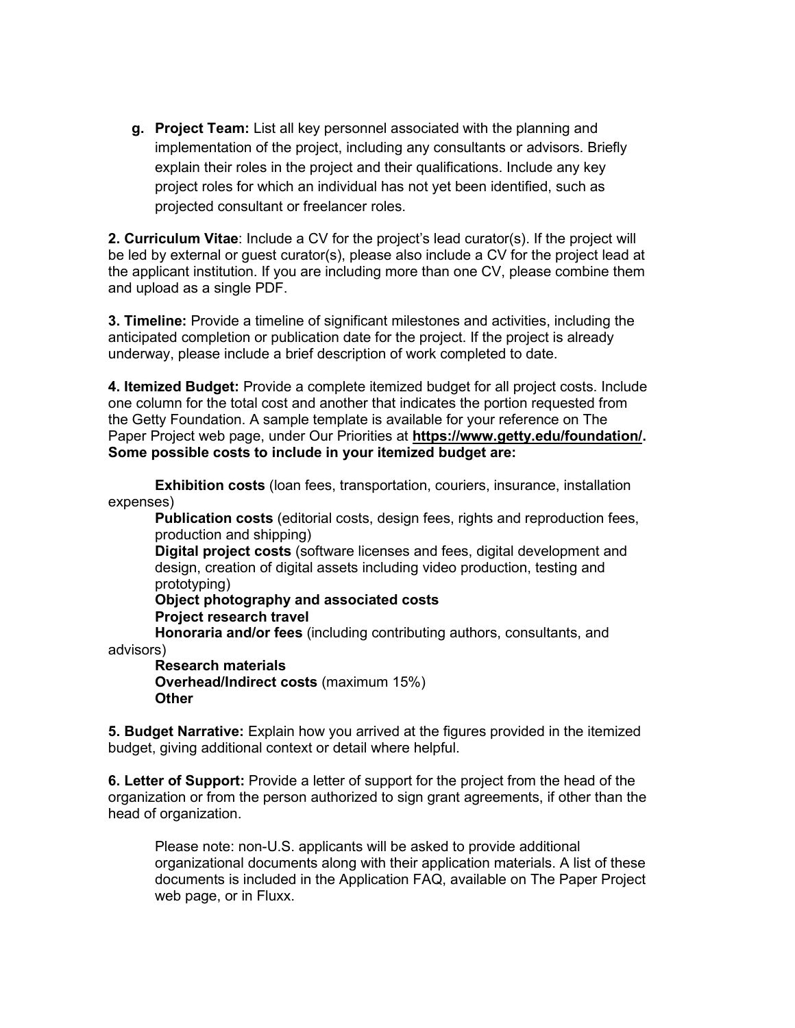g. **Project Team:** List all key personnel associated with the planning and implementation of the project, including any consultants or advisors. Briefly explain their roles in the project and their qualifications. Include any key project roles for which an individual has not yet been identified, such as projected consultant or freelancer roles.

**2. Curriculum Vitae**: Include a CV for the project's lead curator(s). If the project will be led by external or guest curator(s), please also include a CV for the project lead at the applicant institution. If you are including more than one CV, please combine them and upload as a single PDF.

**3. Timeline:** Provide a timeline of significant milestones and activities, including the anticipated completion or publication date for the project. If the project is already underway, please include a brief description of work completed to date.

**4. Itemized Budget:** Provide a complete itemized budget for all project costs. Include one column for the total cost and another that indicates the portion requested from the Getty Foundation. A sample template is available for your reference on The Paper Project web page, under Our Priorities at **https://www.getty.edu/foundation/. Some possible costs to include in your itemized budget are:**

**Exhibition costs** (loan fees, transportation, couriers, insurance, installation expenses)
**Publication costs** (editorial costs, design fees, rights and reproduction fees, production and shipping)
**Digital project costs** (software licenses and fees, digital development and design, creation of digital assets including video production, testing and prototyping)
**Object photography and associated costs**
**Project research travel**
**Honoraria and/or fees** (including contributing authors, consultants, and advisors)
**Research materials**
**Overhead/Indirect costs** (maximum 15%)
**Other**

**5. Budget Narrative:** Explain how you arrived at the figures provided in the itemized budget, giving additional context or detail where helpful.

**6. Letter of Support:** Provide a letter of support for the project from the head of the organization or from the person authorized to sign grant agreements, if other than the head of organization.

Please note: non-U.S. applicants will be asked to provide additional organizational documents along with their application materials. A list of these documents is included in the Application FAQ, available on The Paper Project web page, or in Fluxx.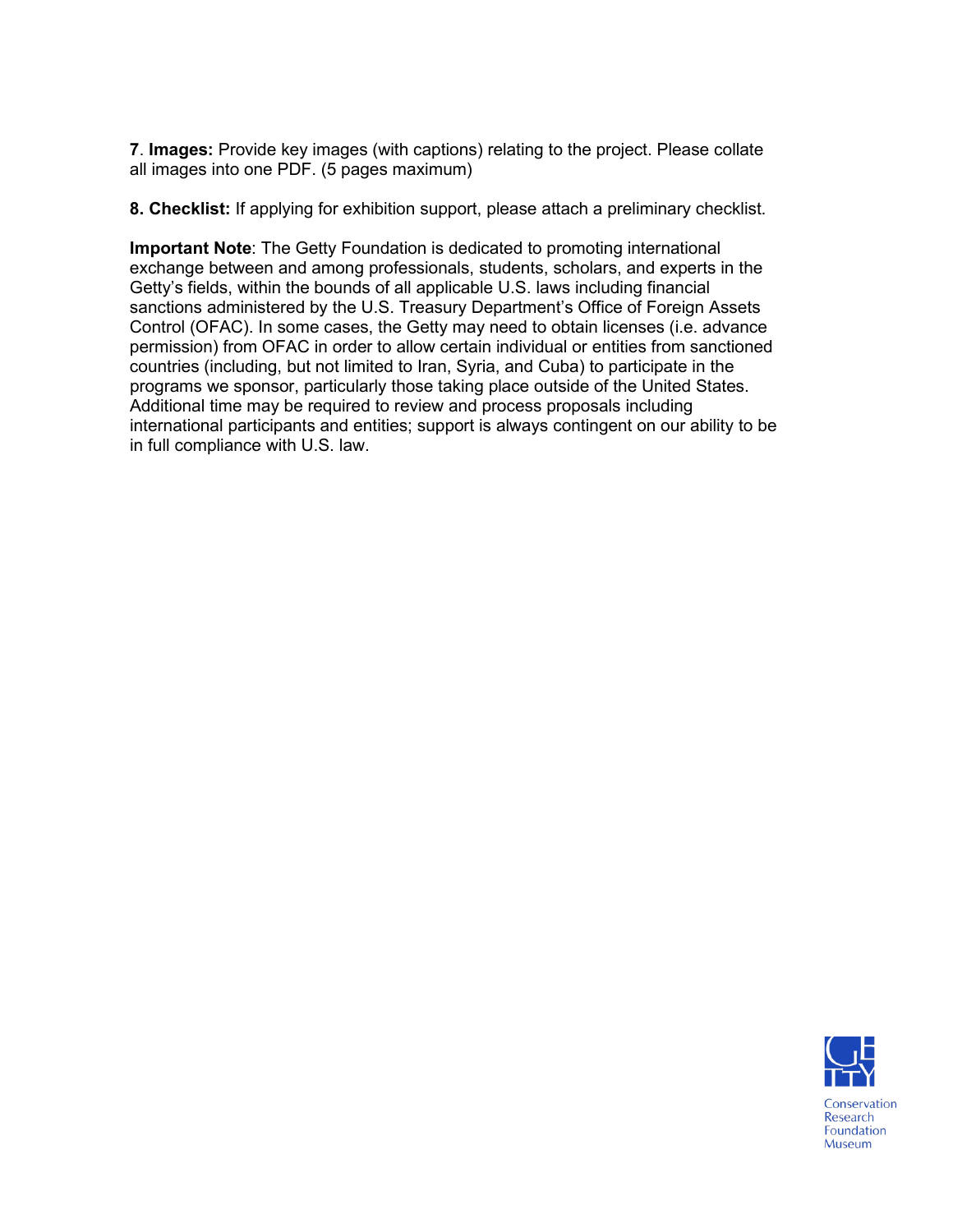**7**. **Images:** Provide key images (with captions) relating to the project. Please collate all images into one PDF. (5 pages maximum)

**8. Checklist:** If applying for exhibition support, please attach a preliminary checklist.

**Important Note**: The Getty Foundation is dedicated to promoting international exchange between and among professionals, students, scholars, and experts in the Getty's fields, within the bounds of all applicable U.S. laws including financial sanctions administered by the U.S. Treasury Department's Office of Foreign Assets Control (OFAC). In some cases, the Getty may need to obtain licenses (i.e. advance permission) from OFAC in order to allow certain individual or entities from sanctioned countries (including, but not limited to Iran, Syria, and Cuba) to participate in the programs we sponsor, particularly those taking place outside of the United States. Additional time may be required to review and process proposals including international participants and entities; support is always contingent on our ability to be in full compliance with U.S. law.

Conservation
Research
Foundation
Museum